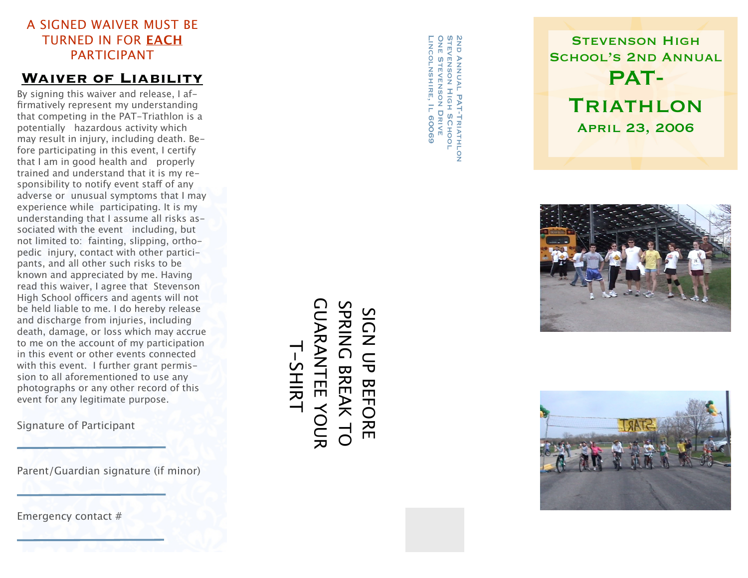A SIGNED WAIVER MUST BE TURNED IN FOR **EACH** PARTICIPANT

## Waiver of Liability

By signing this waiver and release, I affirmatively represent my understanding that competing in the PAT-Triathlon is a potentially hazardous activity which may result in injury, including death. Before participating in this event, I certify that I am in good health and properly trained and understand that it is my responsibility to notify event staff of any adverse or unusual symptoms that I may experience while participating. It is my understanding that I assume all risks associated with the event including, but not limited to: fainting, slipping, orthopedic injury, contact with other participants, and all other such risks to be known and appreciated by me. Having read this waiver, I agree that Stevenson High School officers and agents will not be held liable to me. I do hereby release and discharge from injuries, including death, damage, or loss which may accrue to me on the account of my participation in this event or other events connected with this event. I further grant permission to all aforementioned to use any photographs or any other record of this event for any legitimate purpose.

Signature of Participant

______________________

Parent/Guardian signature (if minor)

______________________

Emergency contact #

______________________

SIGN UP BEFORE SPRING BREAK TO GUARANTEE YOUR T-SHIRT

2nd Annual PAT-Triathlon
Stevenson High School
One Stevenson Drive
Lincolnshire, IL 60069

# Stevenson High School's 2nd Annual PAT-Triathlon

## April 23, 2006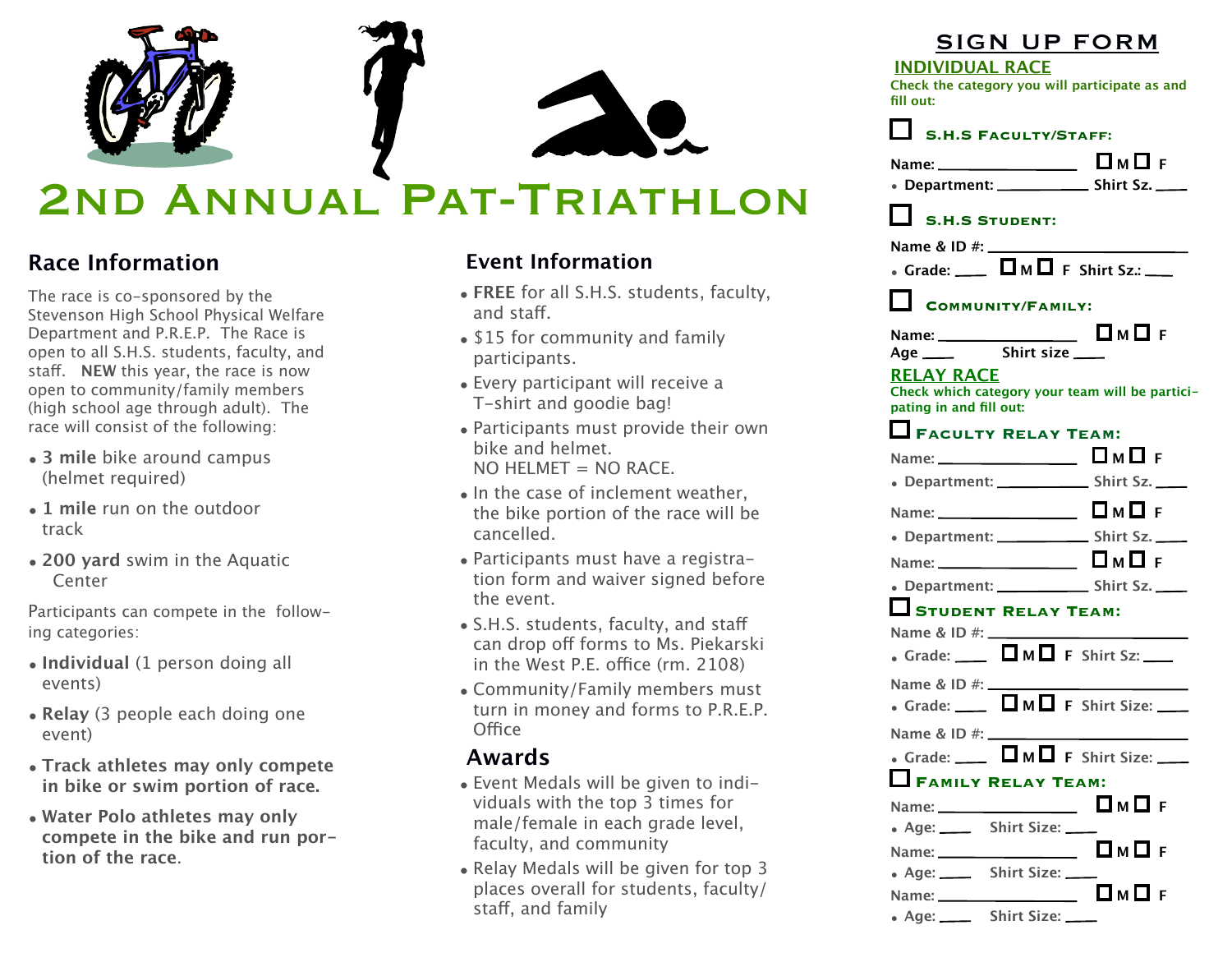# 2nd Annual Pat-Triathlon

## Race Information

The race is co-sponsored by the Stevenson High School Physical Welfare Department and P.R.E.P. The Race is open to all S.H.S. students, faculty, and staff. **NEW** this year, the race is now open to community/family members (high school age through adult). The race will consist of the following:

- **3 mile** bike around campus (helmet required)
- **1 mile** run on the outdoor track
- **200 yard** swim in the Aquatic Center

Participants can compete in the following categories:

- **Individual** (1 person doing all events)
- **Relay** (3 people each doing one event)
- **Track athletes may only compete in bike or swim portion of race.**
- **Water Polo athletes may only compete in the bike and run portion of the race.**

## Event Information

- **FREE** for all S.H.S. students, faculty, and staff.
- $15 for community and family participants.
- Every participant will receive a T-shirt and goodie bag!
- Participants must provide their own bike and helmet. NO HELMET = NO RACE.
- In the case of inclement weather, the bike portion of the race will be cancelled.
- Participants must have a registration form and waiver signed before the event.
- S.H.S. students, faculty, and staff can drop off forms to Ms. Piekarski in the West P.E. office (rm. 2108)
- Community/Family members must turn in money and forms to P.R.E.P. Office

## Awards

- Event Medals will be given to individuals with the top 3 times for male/female in each grade level, faculty, and community
- Relay Medals will be given for top 3 places overall for students, faculty/staff, and family

## Sign Up Form

### Individual Race

**Check the category you will participate as and fill out:**

☐ **S.H.S Faculty/Staff:**

**Name:** ________________ ☐ M ☐ F
- **Department:** __________ **Shirt Sz.** ___

☐ **S.H.S Student:**

**Name & ID #:** ______________________
- **Grade:** ___ ☐ M ☐ F **Shirt Sz.:** ___

☐ **Community/Family:**

**Name:** ________________ ☐ M ☐ F
**Age** ___ **Shirt size** ___

### Relay Race

**Check which category your team will be participating in and fill out:**

☐ **Faculty Relay Team:**

**Name:** ________________ ☐ M ☐ F
- **Department:** __________ **Shirt Sz.** ___

**Name:** ________________ ☐ M ☐ F
- **Department:** __________ **Shirt Sz.** ___

**Name:** ________________ ☐ M ☐ F
- **Department:** __________ **Shirt Sz.** ___

☐ **Student Relay Team:**

**Name & ID #:** ______________________
- **Grade:** ___ ☐ M ☐ F **Shirt Sz:** ___

**Name & ID #:** ______________________
- **Grade:** ___ ☐ M ☐ F **Shirt Size:** ___

**Name & ID #:** ______________________
- **Grade:** ___ ☐ M ☐ F **Shirt Size:** ___

☐ **Family Relay Team:**

**Name:** ________________ ☐ M ☐ F
- **Age:** ___ **Shirt Size:** ___

**Name:** ________________ ☐ M ☐ F
- **Age:** ___ **Shirt Size:** ___

**Name:** ________________ ☐ M ☐ F
- **Age:** ___ **Shirt Size:** ___